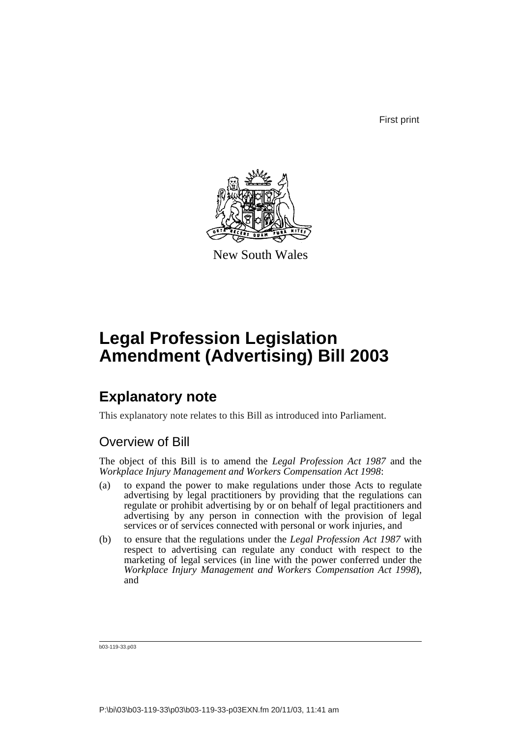First print

New South Wales

# Legal Profession Legislation Amendment (Advertising) Bill 2003

## Explanatory note

This explanatory note relates to this Bill as introduced into Parliament.

### Overview of Bill

The object of this Bill is to amend the *Legal Profession Act 1987* and the *Workplace Injury Management and Workers Compensation Act 1998*:

(a) to expand the power to make regulations under those Acts to regulate advertising by legal practitioners by providing that the regulations can regulate or prohibit advertising by or on behalf of legal practitioners and advertising by any person in connection with the provision of legal services or of services connected with personal or work injuries, and

(b) to ensure that the regulations under the *Legal Profession Act 1987* with respect to advertising can regulate any conduct with respect to the marketing of legal services (in line with the power conferred under the *Workplace Injury Management and Workers Compensation Act 1998*), and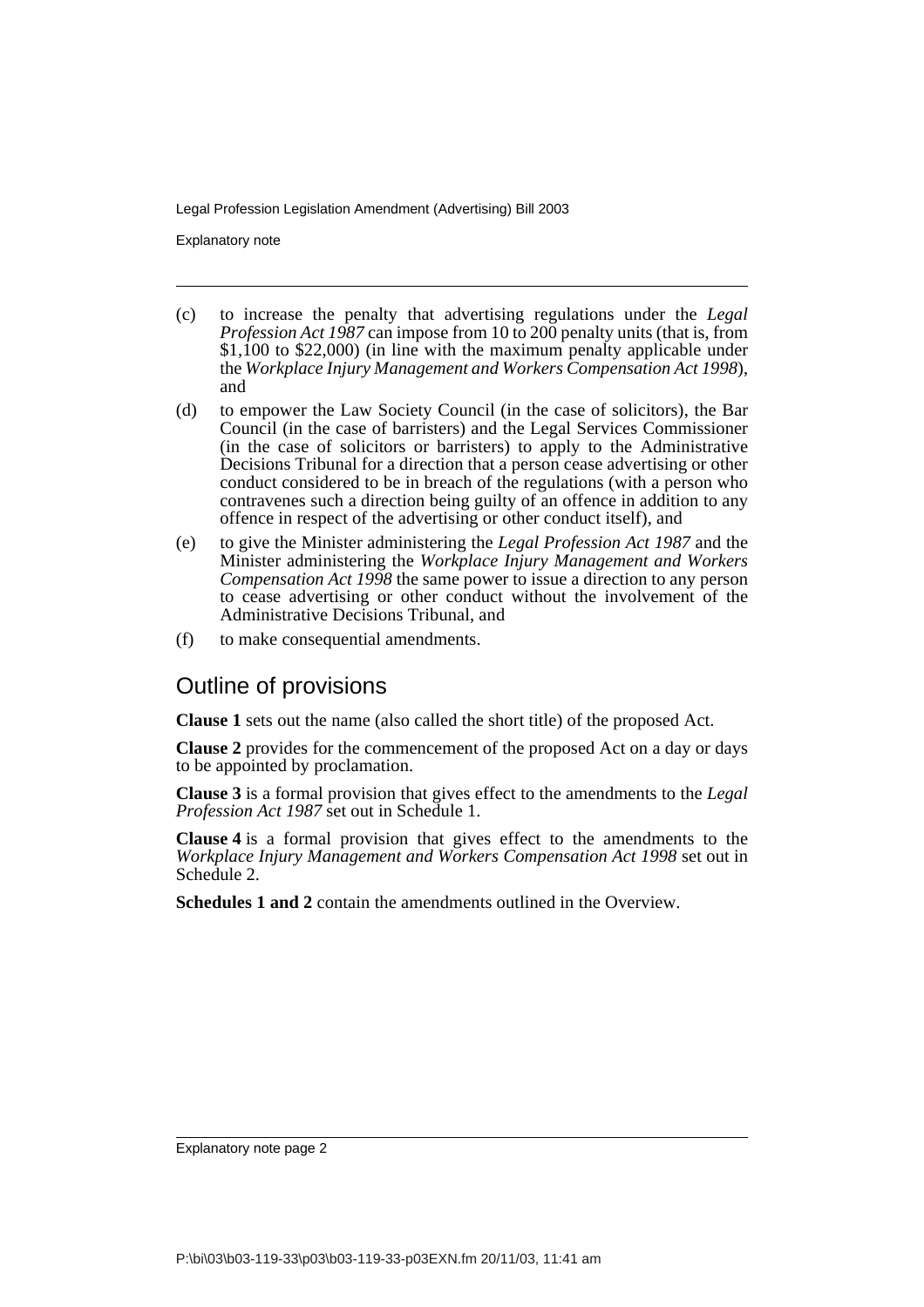(c) to increase the penalty that advertising regulations under the *Legal Profession Act 1987* can impose from 10 to 200 penalty units (that is, from $1,100 to $22,000) (in line with the maximum penalty applicable under the *Workplace Injury Management and Workers Compensation Act 1998*), and

(d) to empower the Law Society Council (in the case of solicitors), the Bar Council (in the case of barristers) and the Legal Services Commissioner (in the case of solicitors or barristers) to apply to the Administrative Decisions Tribunal for a direction that a person cease advertising or other conduct considered to be in breach of the regulations (with a person who contravenes such a direction being guilty of an offence in addition to any offence in respect of the advertising or other conduct itself), and

(e) to give the Minister administering the *Legal Profession Act 1987* and the Minister administering the *Workplace Injury Management and Workers Compensation Act 1998* the same power to issue a direction to any person to cease advertising or other conduct without the involvement of the Administrative Decisions Tribunal, and

(f) to make consequential amendments.

## Outline of provisions

**Clause 1** sets out the name (also called the short title) of the proposed Act.

**Clause 2** provides for the commencement of the proposed Act on a day or days to be appointed by proclamation.

**Clause 3** is a formal provision that gives effect to the amendments to the *Legal Profession Act 1987* set out in Schedule 1.

**Clause 4** is a formal provision that gives effect to the amendments to the *Workplace Injury Management and Workers Compensation Act 1998* set out in Schedule 2.

**Schedules 1 and 2** contain the amendments outlined in the Overview.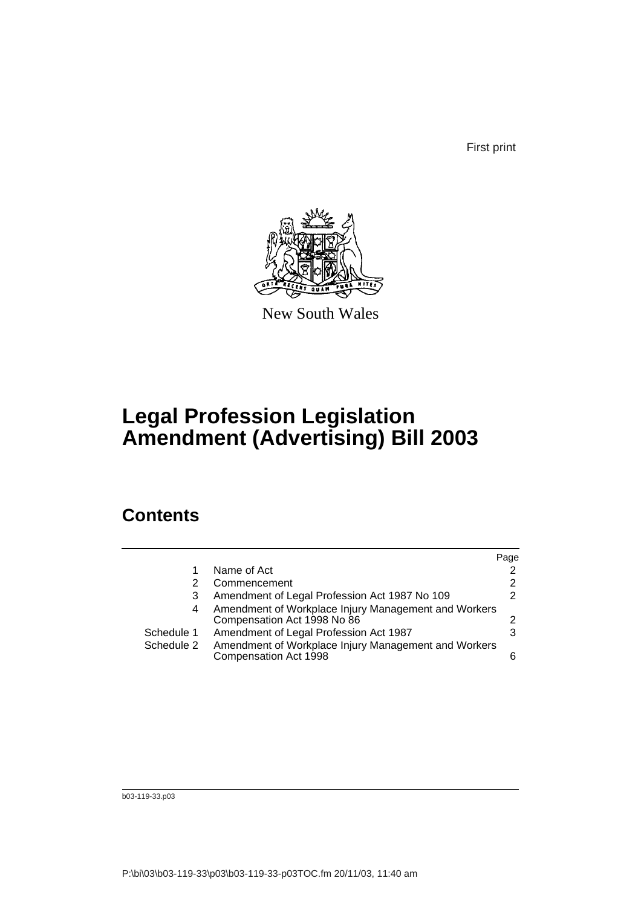First print

New South Wales

# Legal Profession Legislation Amendment (Advertising) Bill 2003

## Contents

| | | Page |
|---|---|---|
| 1 | Name of Act | 2 |
| 2 | Commencement | 2 |
| 3 | Amendment of Legal Profession Act 1987 No 109 | 2 |
| 4 | Amendment of Workplace Injury Management and Workers Compensation Act 1998 No 86 | 2 |
| Schedule 1 | Amendment of Legal Profession Act 1987 | 3 |
| Schedule 2 | Amendment of Workplace Injury Management and Workers Compensation Act 1998 | 6 |

b03-119-33.p03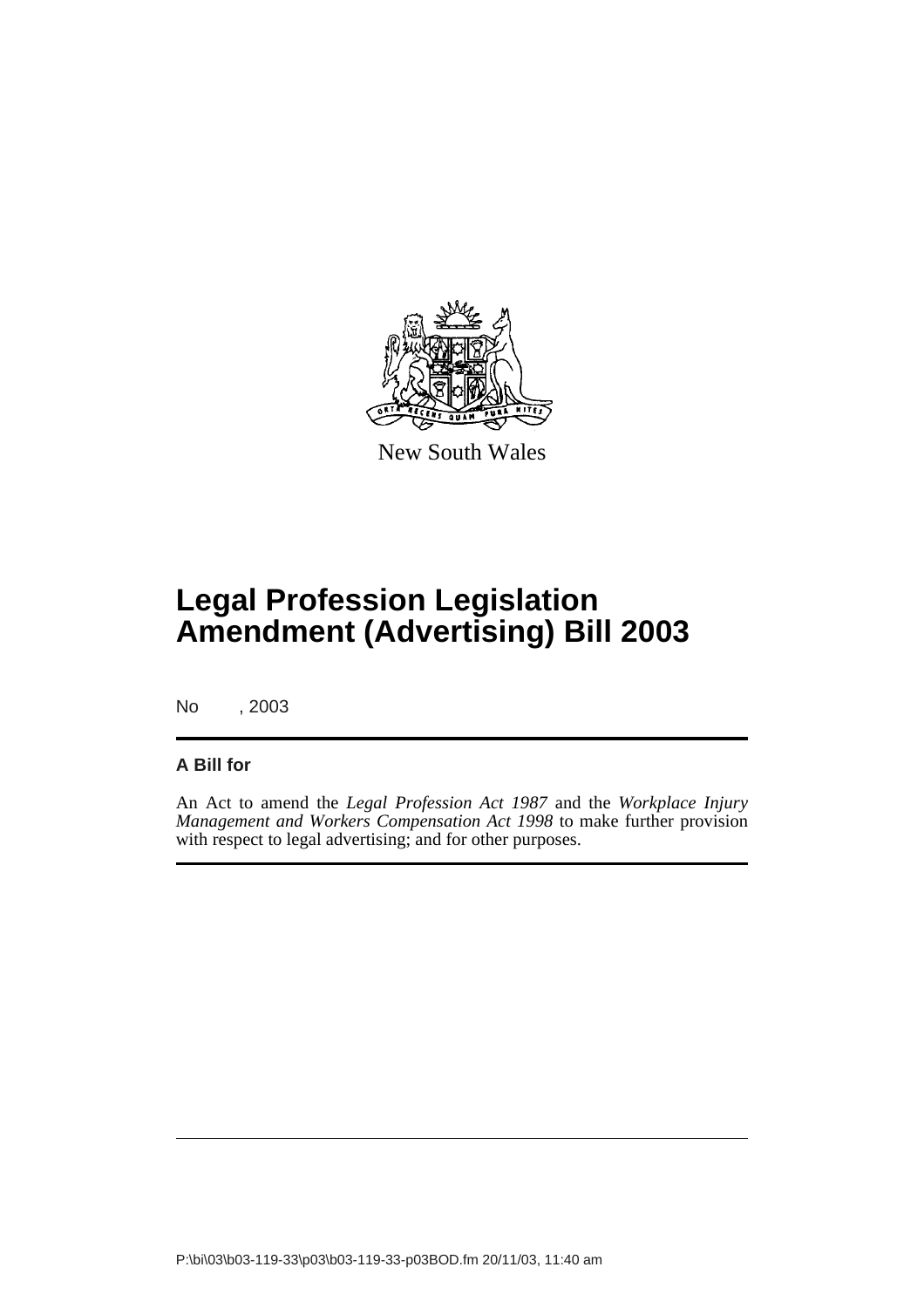New South Wales

# Legal Profession Legislation Amendment (Advertising) Bill 2003

No , 2003

**A Bill for**

An Act to amend the *Legal Profession Act 1987* and the *Workplace Injury Management and Workers Compensation Act 1998* to make further provision with respect to legal advertising; and for other purposes.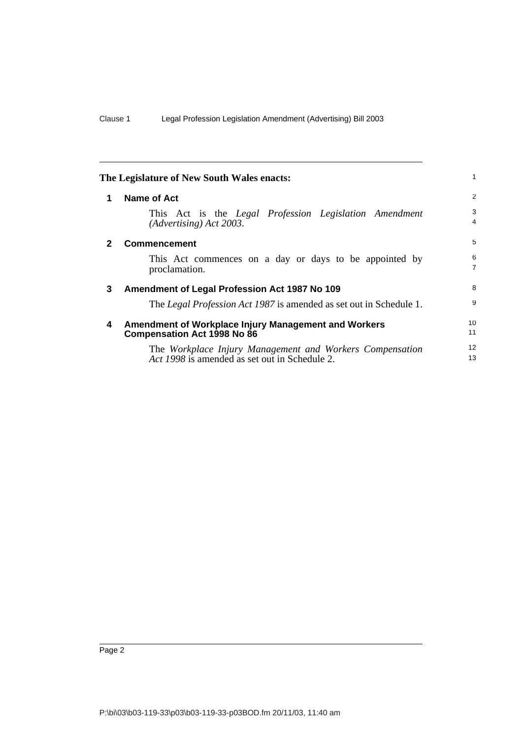**The Legislature of New South Wales enacts:**

## 1 Name of Act

This Act is the *Legal Profession Legislation Amendment (Advertising) Act 2003*.

## 2 Commencement

This Act commences on a day or days to be appointed by proclamation.

## 3 Amendment of Legal Profession Act 1987 No 109

The *Legal Profession Act 1987* is amended as set out in Schedule 1.

## 4 Amendment of Workplace Injury Management and Workers Compensation Act 1998 No 86

The *Workplace Injury Management and Workers Compensation Act 1998* is amended as set out in Schedule 2.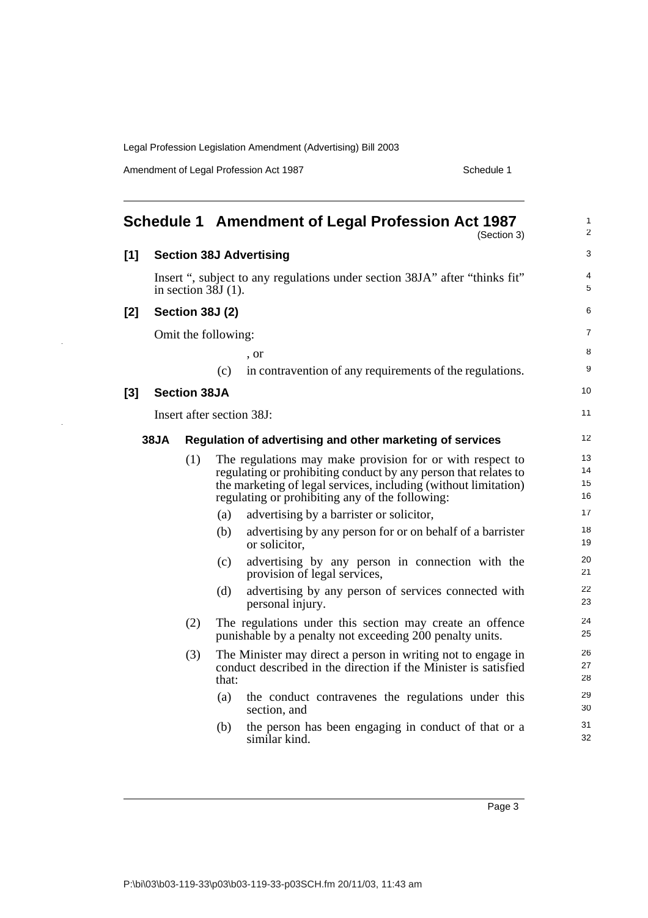# Schedule 1 Amendment of Legal Profession Act 1987

(Section 3)

**[1] Section 38J Advertising**

Insert ", subject to any regulations under section 38JA" after "thinks fit" in section 38J (1).

**[2] Section 38J (2)**

Omit the following:

, or

(c) in contravention of any requirements of the regulations.

**[3] Section 38JA**

Insert after section 38J:

**38JA Regulation of advertising and other marketing of services**

(1) The regulations may make provision for or with respect to regulating or prohibiting conduct by any person that relates to the marketing of legal services, including (without limitation) regulating or prohibiting any of the following:

(a) advertising by a barrister or solicitor,

(b) advertising by any person for or on behalf of a barrister or solicitor,

(c) advertising by any person in connection with the provision of legal services,

(d) advertising by any person of services connected with personal injury.

(2) The regulations under this section may create an offence punishable by a penalty not exceeding 200 penalty units.

(3) The Minister may direct a person in writing not to engage in conduct described in the direction if the Minister is satisfied that:

(a) the conduct contravenes the regulations under this section, and

(b) the person has been engaging in conduct of that or a similar kind.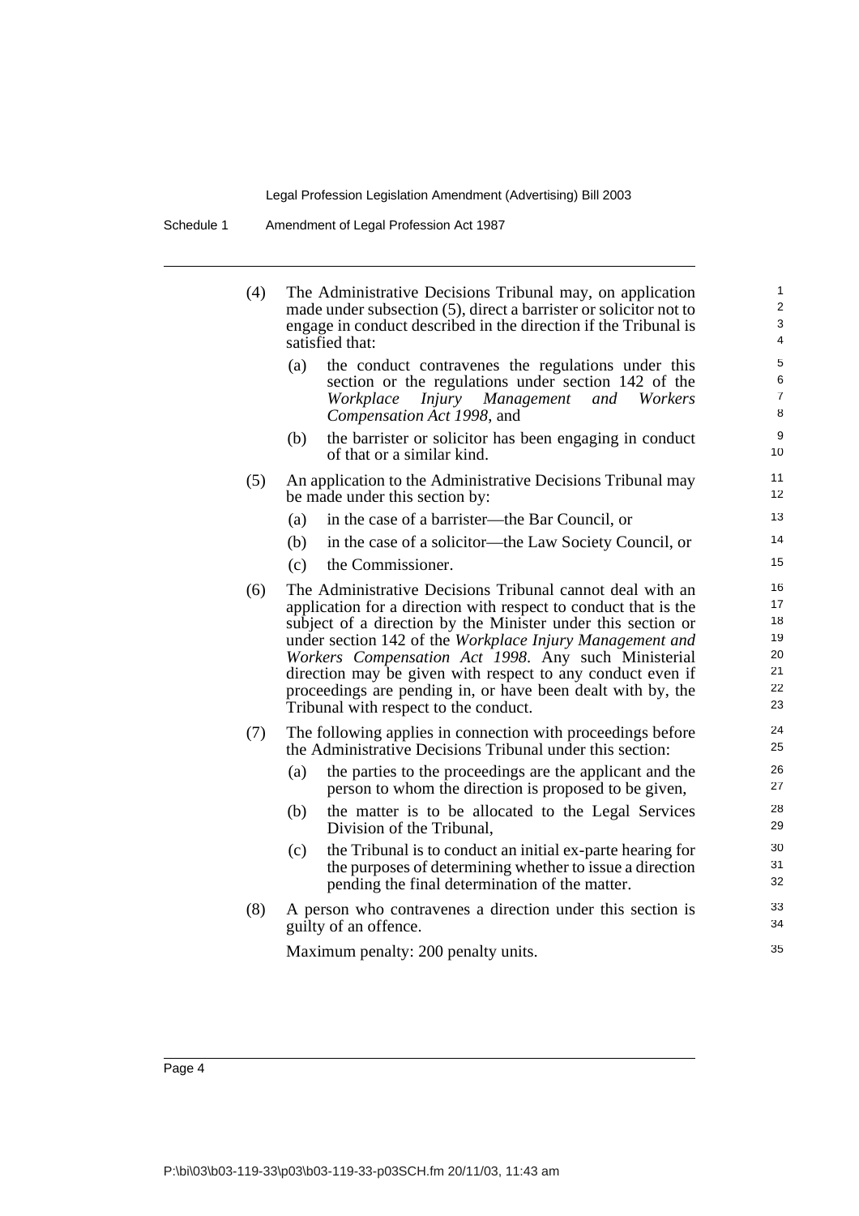(4) The Administrative Decisions Tribunal may, on application made under subsection (5), direct a barrister or solicitor not to engage in conduct described in the direction if the Tribunal is satisfied that:

  (a) the conduct contravenes the regulations under this section or the regulations under section 142 of the *Workplace Injury Management and Workers Compensation Act 1998*, and

  (b) the barrister or solicitor has been engaging in conduct of that or a similar kind.

(5) An application to the Administrative Decisions Tribunal may be made under this section by:

  (a) in the case of a barrister—the Bar Council, or

  (b) in the case of a solicitor—the Law Society Council, or

  (c) the Commissioner.

(6) The Administrative Decisions Tribunal cannot deal with an application for a direction with respect to conduct that is the subject of a direction by the Minister under this section or under section 142 of the *Workplace Injury Management and Workers Compensation Act 1998*. Any such Ministerial direction may be given with respect to any conduct even if proceedings are pending in, or have been dealt with by, the Tribunal with respect to the conduct.

(7) The following applies in connection with proceedings before the Administrative Decisions Tribunal under this section:

  (a) the parties to the proceedings are the applicant and the person to whom the direction is proposed to be given,

  (b) the matter is to be allocated to the Legal Services Division of the Tribunal,

  (c) the Tribunal is to conduct an initial ex-parte hearing for the purposes of determining whether to issue a direction pending the final determination of the matter.

(8) A person who contravenes a direction under this section is guilty of an offence.

  Maximum penalty: 200 penalty units.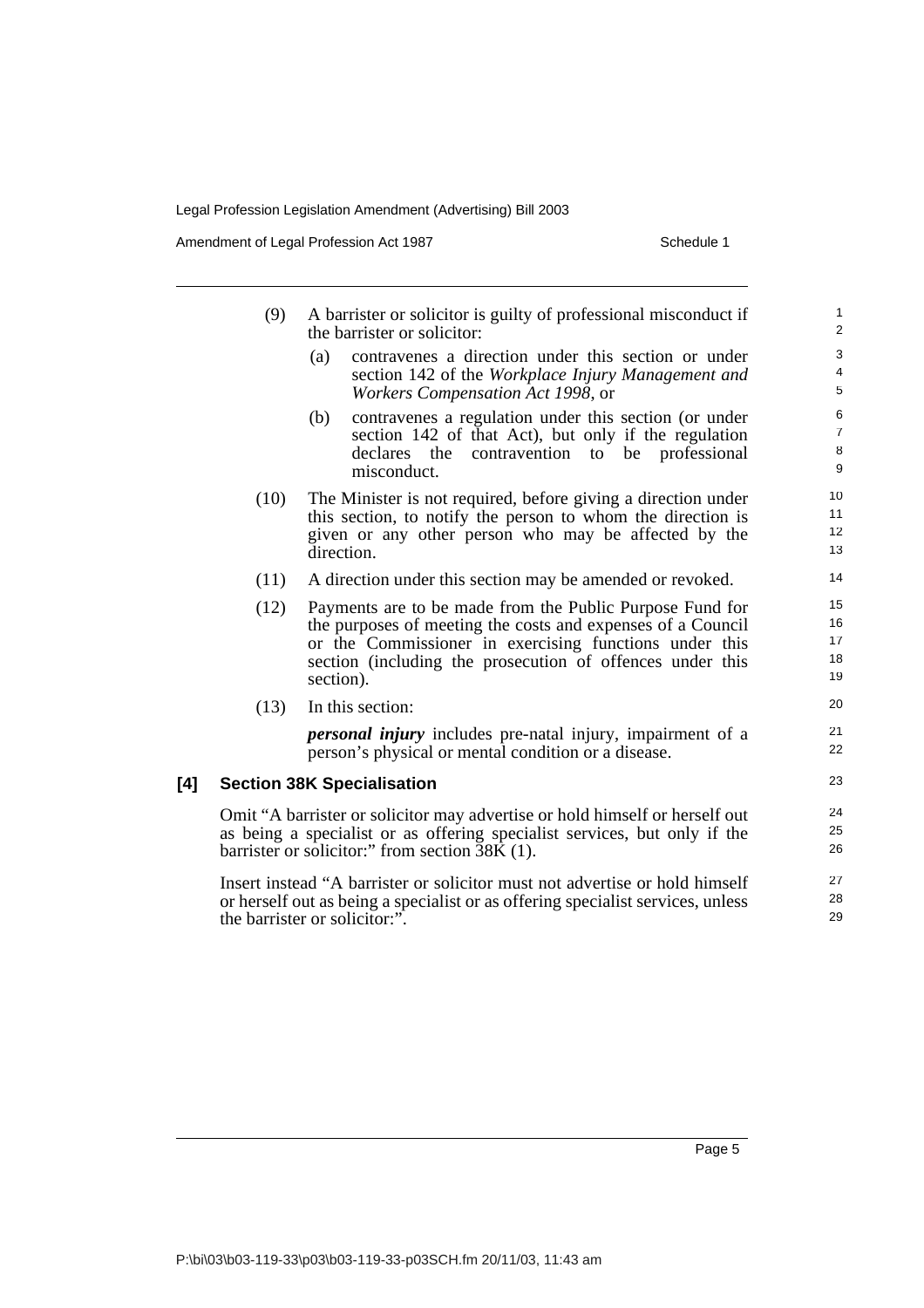(9) A barrister or solicitor is guilty of professional misconduct if the barrister or solicitor:

(a) contravenes a direction under this section or under section 142 of the *Workplace Injury Management and Workers Compensation Act 1998*, or

(b) contravenes a regulation under this section (or under section 142 of that Act), but only if the regulation declares the contravention to be professional misconduct.

(10) The Minister is not required, before giving a direction under this section, to notify the person to whom the direction is given or any other person who may be affected by the direction.

(11) A direction under this section may be amended or revoked.

(12) Payments are to be made from the Public Purpose Fund for the purposes of meeting the costs and expenses of a Council or the Commissioner in exercising functions under this section (including the prosecution of offences under this section).

(13) In this section:

***personal injury*** includes pre-natal injury, impairment of a person's physical or mental condition or a disease.

### [4] Section 38K Specialisation

Omit "A barrister or solicitor may advertise or hold himself or herself out as being a specialist or as offering specialist services, but only if the barrister or solicitor:" from section 38K (1).

Insert instead "A barrister or solicitor must not advertise or hold himself or herself out as being a specialist or as offering specialist services, unless the barrister or solicitor:".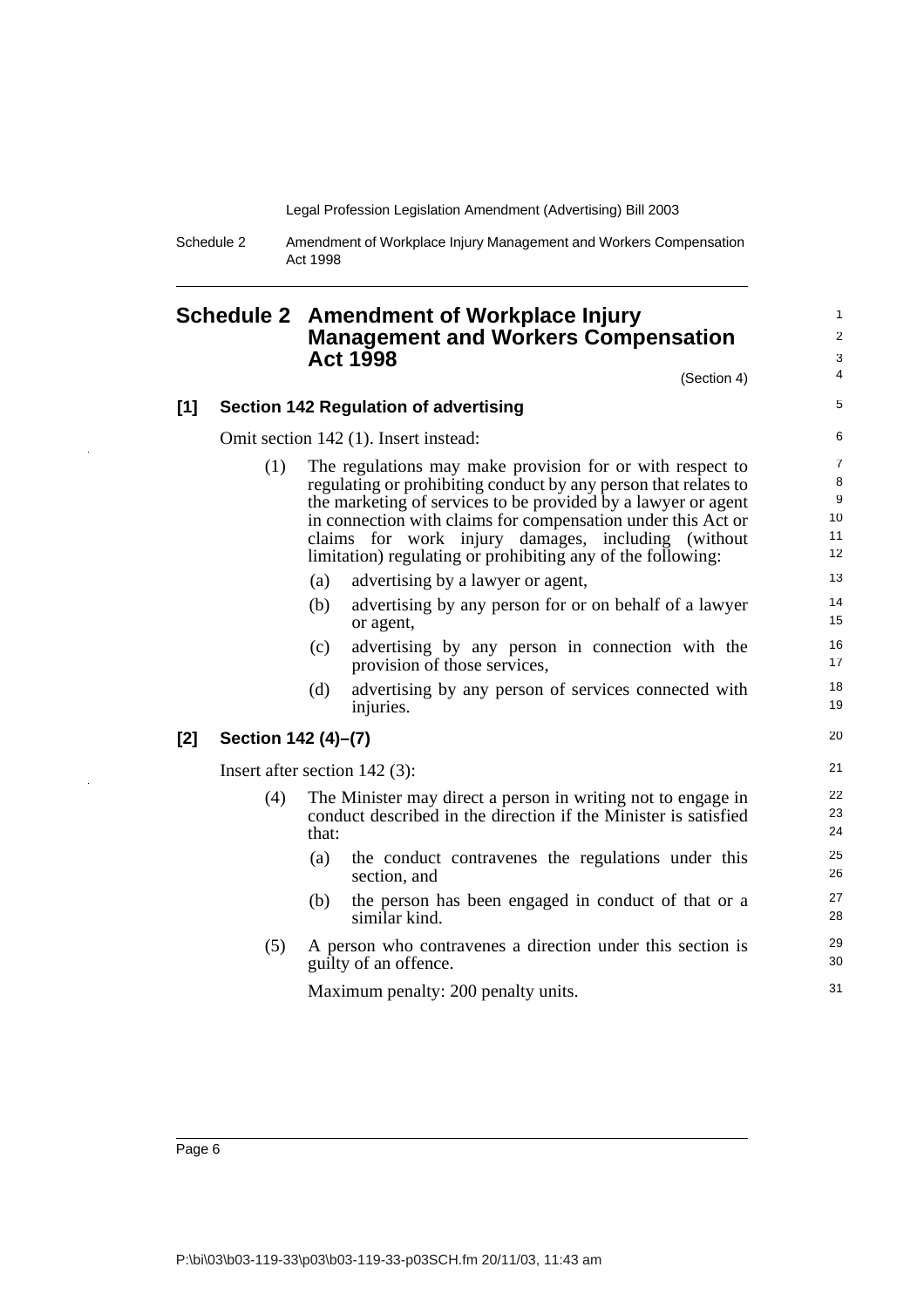## Schedule 2 Amendment of Workplace Injury Management and Workers Compensation Act 1998

(Section 4)

### [1] Section 142 Regulation of advertising

Omit section 142 (1). Insert instead:

(1) The regulations may make provision for or with respect to regulating or prohibiting conduct by any person that relates to the marketing of services to be provided by a lawyer or agent in connection with claims for compensation under this Act or claims for work injury damages, including (without limitation) regulating or prohibiting any of the following:

(a) advertising by a lawyer or agent,

(b) advertising by any person for or on behalf of a lawyer or agent,

(c) advertising by any person in connection with the provision of those services,

(d) advertising by any person of services connected with injuries.

### [2] Section 142 (4)–(7)

Insert after section 142 (3):

(4) The Minister may direct a person in writing not to engage in conduct described in the direction if the Minister is satisfied that:

(a) the conduct contravenes the regulations under this section, and

(b) the person has been engaged in conduct of that or a similar kind.

(5) A person who contravenes a direction under this section is guilty of an offence.

Maximum penalty: 200 penalty units.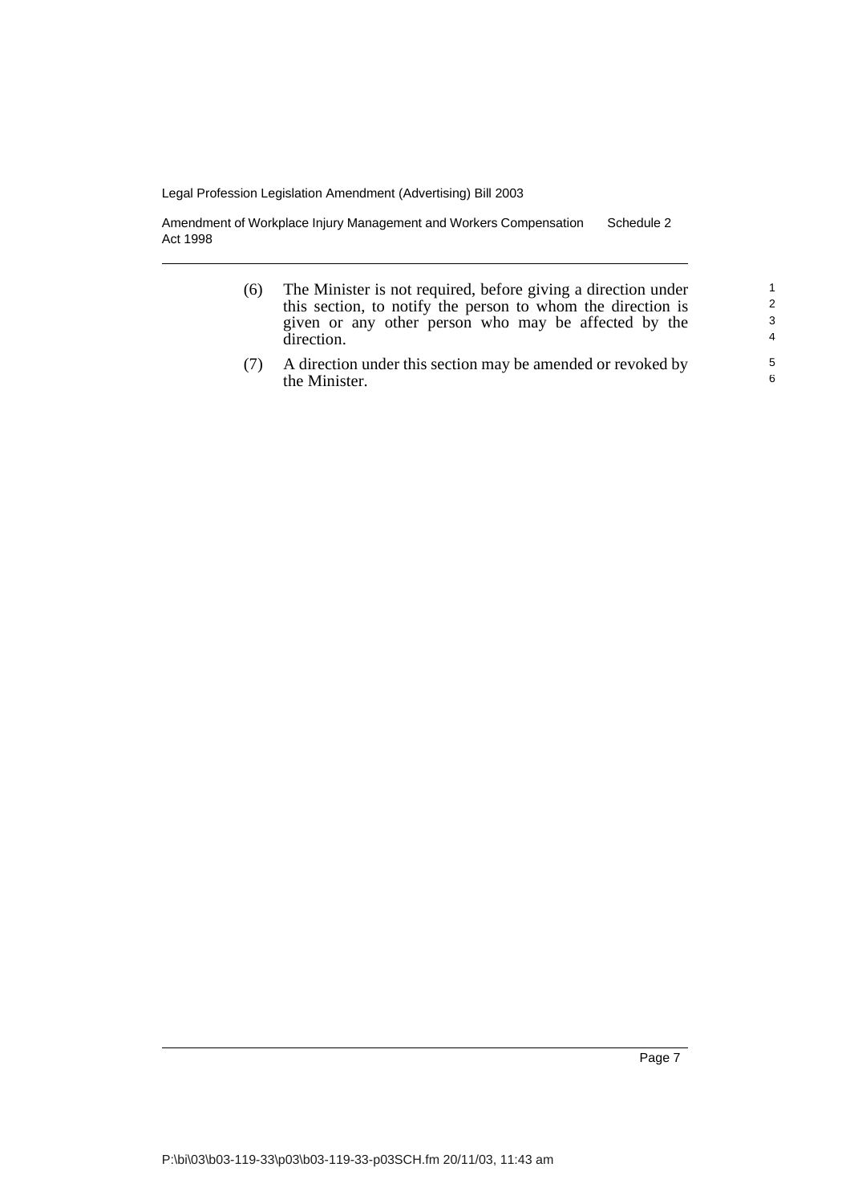(6) The Minister is not required, before giving a direction under this section, to notify the person to whom the direction is given or any other person who may be affected by the direction.

(7) A direction under this section may be amended or revoked by the Minister.